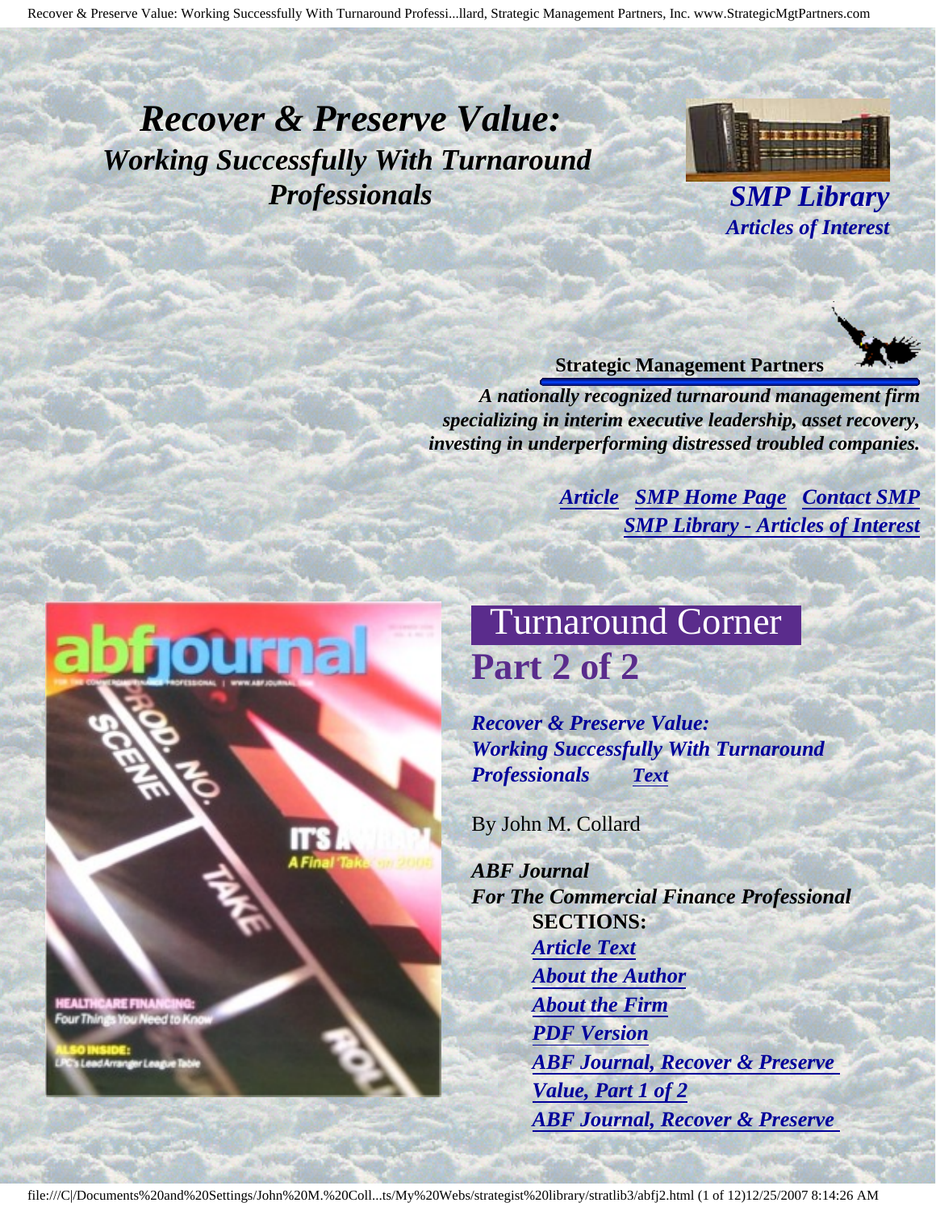# *Recover & Preserve Value:*
## *Working Successfully With Turnaround Professionals*

***SMP Library***
***Articles of Interest***

**Strategic Management Partners**

***A nationally recognized turnaround management firm specializing in interim executive leadership, asset recovery, investing in underperforming distressed troubled companies.***

***Article*** ***SMP Home Page*** ***Contact SMP***
***SMP Library - Articles of Interest***

## Turnaround Corner
## Part 2 of 2

***Recover & Preserve Value: Working Successfully With Turnaround Professionals*** ***Text***

By John M. Collard

***ABF Journal***
***For The Commercial Finance Professional***

**SECTIONS:**

- ***Article Text***
- ***About the Author***
- ***About the Firm***
- ***PDF Version***
- ***ABF Journal, Recover & Preserve Value, Part 1 of 2***
- ***ABF Journal, Recover & Preserve***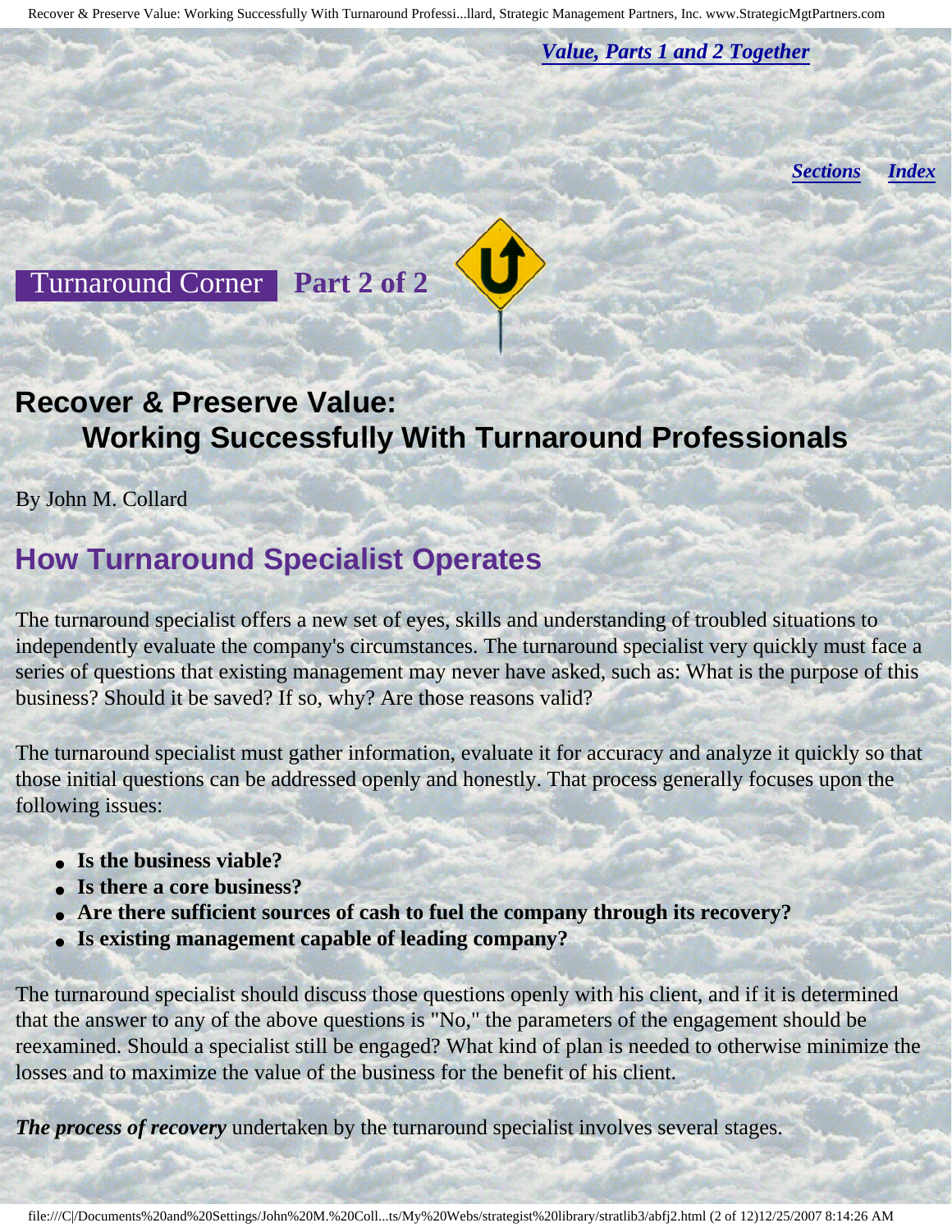*[Value, Parts 1 and 2 Together](#)*

*[Sections](#)* *[Index](#)*

Turnaround Corner **Part 2 of 2**

# Recover & Preserve Value: Working Successfully With Turnaround Professionals

By John M. Collard

## How Turnaround Specialist Operates

The turnaround specialist offers a new set of eyes, skills and understanding of troubled situations to independently evaluate the company's circumstances. The turnaround specialist very quickly must face a series of questions that existing management may never have asked, such as: What is the purpose of this business? Should it be saved? If so, why? Are those reasons valid?

The turnaround specialist must gather information, evaluate it for accuracy and analyze it quickly so that those initial questions can be addressed openly and honestly. That process generally focuses upon the following issues:

- **Is the business viable?**
- **Is there a core business?**
- **Are there sufficient sources of cash to fuel the company through its recovery?**
- **Is existing management capable of leading company?**

The turnaround specialist should discuss those questions openly with his client, and if it is determined that the answer to any of the above questions is "No," the parameters of the engagement should be reexamined. Should a specialist still be engaged? What kind of plan is needed to otherwise minimize the losses and to maximize the value of the business for the benefit of his client.

***The process of recovery*** undertaken by the turnaround specialist involves several stages.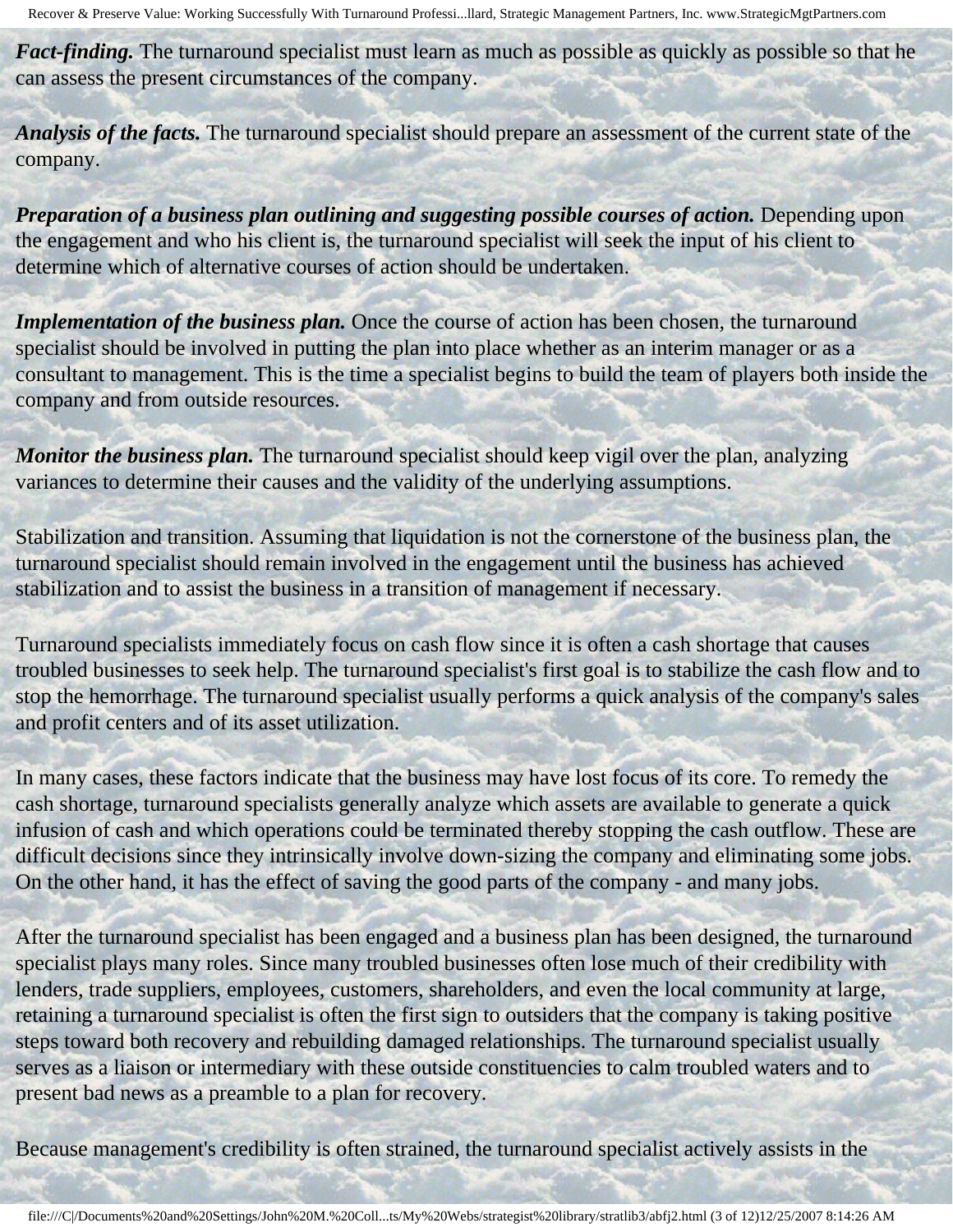***Fact-finding.*** The turnaround specialist must learn as much as possible as quickly as possible so that he can assess the present circumstances of the company.

***Analysis of the facts.*** The turnaround specialist should prepare an assessment of the current state of the company.

***Preparation of a business plan outlining and suggesting possible courses of action.*** Depending upon the engagement and who his client is, the turnaround specialist will seek the input of his client to determine which of alternative courses of action should be undertaken.

***Implementation of the business plan.*** Once the course of action has been chosen, the turnaround specialist should be involved in putting the plan into place whether as an interim manager or as a consultant to management. This is the time a specialist begins to build the team of players both inside the company and from outside resources.

***Monitor the business plan.*** The turnaround specialist should keep vigil over the plan, analyzing variances to determine their causes and the validity of the underlying assumptions.

Stabilization and transition. Assuming that liquidation is not the cornerstone of the business plan, the turnaround specialist should remain involved in the engagement until the business has achieved stabilization and to assist the business in a transition of management if necessary.

Turnaround specialists immediately focus on cash flow since it is often a cash shortage that causes troubled businesses to seek help. The turnaround specialist's first goal is to stabilize the cash flow and to stop the hemorrhage. The turnaround specialist usually performs a quick analysis of the company's sales and profit centers and of its asset utilization.

In many cases, these factors indicate that the business may have lost focus of its core. To remedy the cash shortage, turnaround specialists generally analyze which assets are available to generate a quick infusion of cash and which operations could be terminated thereby stopping the cash outflow. These are difficult decisions since they intrinsically involve down-sizing the company and eliminating some jobs. On the other hand, it has the effect of saving the good parts of the company - and many jobs.

After the turnaround specialist has been engaged and a business plan has been designed, the turnaround specialist plays many roles. Since many troubled businesses often lose much of their credibility with lenders, trade suppliers, employees, customers, shareholders, and even the local community at large, retaining a turnaround specialist is often the first sign to outsiders that the company is taking positive steps toward both recovery and rebuilding damaged relationships. The turnaround specialist usually serves as a liaison or intermediary with these outside constituencies to calm troubled waters and to present bad news as a preamble to a plan for recovery.

Because management's credibility is often strained, the turnaround specialist actively assists in the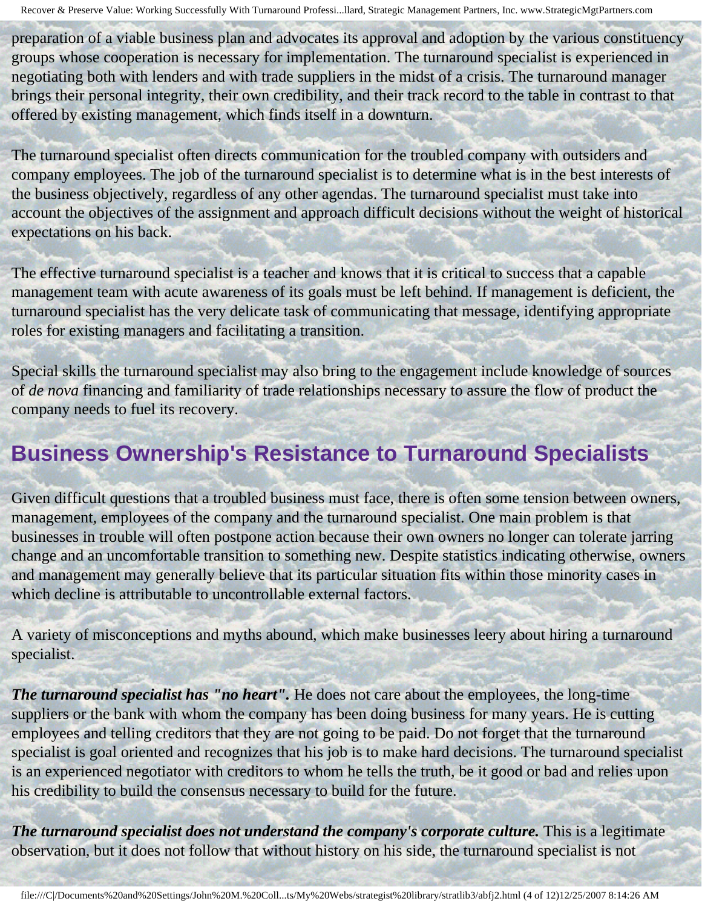preparation of a viable business plan and advocates its approval and adoption by the various constituency groups whose cooperation is necessary for implementation. The turnaround specialist is experienced in negotiating both with lenders and with trade suppliers in the midst of a crisis. The turnaround manager brings their personal integrity, their own credibility, and their track record to the table in contrast to that offered by existing management, which finds itself in a downturn.

The turnaround specialist often directs communication for the troubled company with outsiders and company employees. The job of the turnaround specialist is to determine what is in the best interests of the business objectively, regardless of any other agendas. The turnaround specialist must take into account the objectives of the assignment and approach difficult decisions without the weight of historical expectations on his back.

The effective turnaround specialist is a teacher and knows that it is critical to success that a capable management team with acute awareness of its goals must be left behind. If management is deficient, the turnaround specialist has the very delicate task of communicating that message, identifying appropriate roles for existing managers and facilitating a transition.

Special skills the turnaround specialist may also bring to the engagement include knowledge of sources of *de nova* financing and familiarity of trade relationships necessary to assure the flow of product the company needs to fuel its recovery.

## Business Ownership's Resistance to Turnaround Specialists

Given difficult questions that a troubled business must face, there is often some tension between owners, management, employees of the company and the turnaround specialist. One main problem is that businesses in trouble will often postpone action because their own owners no longer can tolerate jarring change and an uncomfortable transition to something new. Despite statistics indicating otherwise, owners and management may generally believe that its particular situation fits within those minority cases in which decline is attributable to uncontrollable external factors.

A variety of misconceptions and myths abound, which make businesses leery about hiring a turnaround specialist.

***The turnaround specialist has "no heart".*** He does not care about the employees, the long-time suppliers or the bank with whom the company has been doing business for many years. He is cutting employees and telling creditors that they are not going to be paid. Do not forget that the turnaround specialist is goal oriented and recognizes that his job is to make hard decisions. The turnaround specialist is an experienced negotiator with creditors to whom he tells the truth, be it good or bad and relies upon his credibility to build the consensus necessary to build for the future.

***The turnaround specialist does not understand the company's corporate culture.*** This is a legitimate observation, but it does not follow that without history on his side, the turnaround specialist is not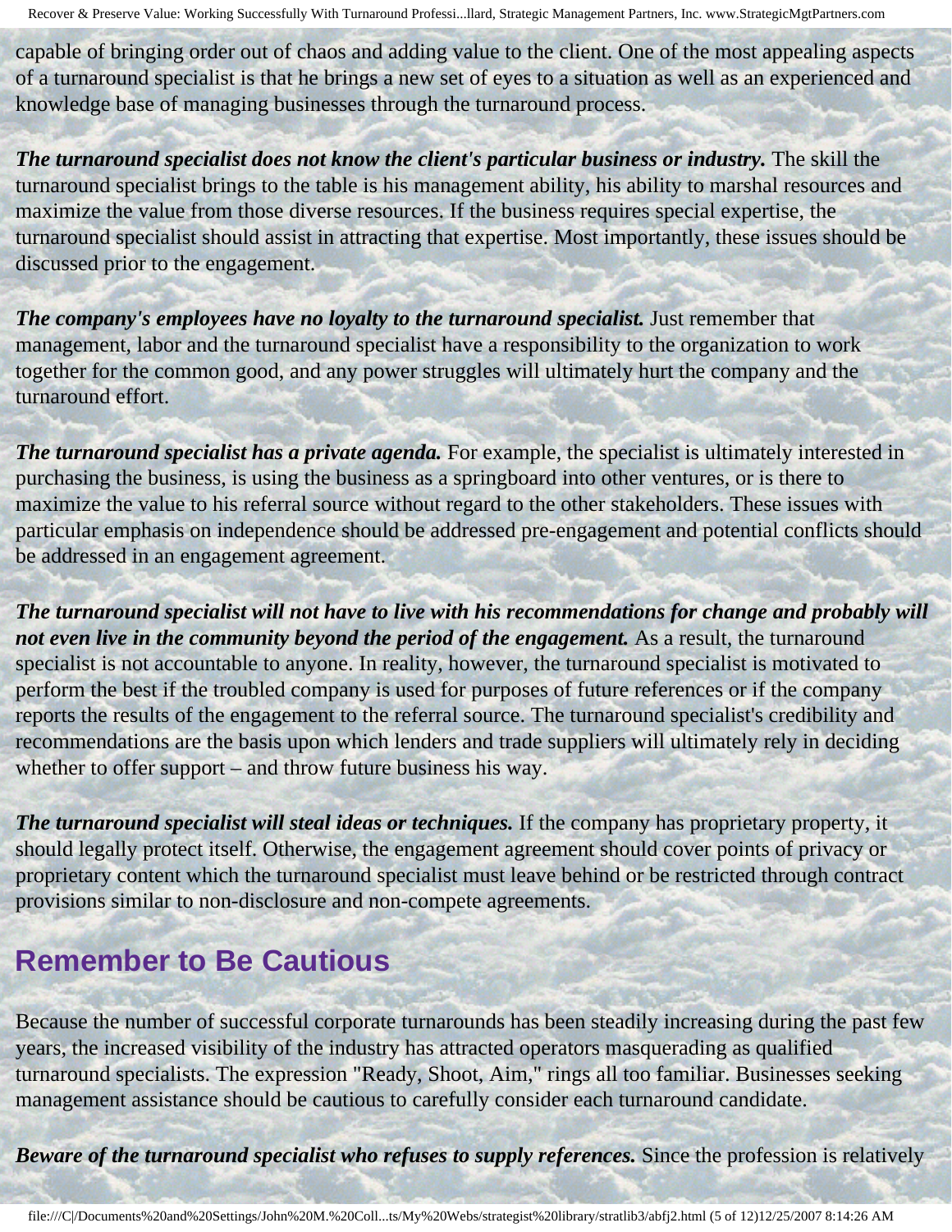capable of bringing order out of chaos and adding value to the client. One of the most appealing aspects of a turnaround specialist is that he brings a new set of eyes to a situation as well as an experienced and knowledge base of managing businesses through the turnaround process.

***The turnaround specialist does not know the client's particular business or industry.*** The skill the turnaround specialist brings to the table is his management ability, his ability to marshal resources and maximize the value from those diverse resources. If the business requires special expertise, the turnaround specialist should assist in attracting that expertise. Most importantly, these issues should be discussed prior to the engagement.

***The company's employees have no loyalty to the turnaround specialist.*** Just remember that management, labor and the turnaround specialist have a responsibility to the organization to work together for the common good, and any power struggles will ultimately hurt the company and the turnaround effort.

***The turnaround specialist has a private agenda.*** For example, the specialist is ultimately interested in purchasing the business, is using the business as a springboard into other ventures, or is there to maximize the value to his referral source without regard to the other stakeholders. These issues with particular emphasis on independence should be addressed pre-engagement and potential conflicts should be addressed in an engagement agreement.

***The turnaround specialist will not have to live with his recommendations for change and probably will not even live in the community beyond the period of the engagement.*** As a result, the turnaround specialist is not accountable to anyone. In reality, however, the turnaround specialist is motivated to perform the best if the troubled company is used for purposes of future references or if the company reports the results of the engagement to the referral source. The turnaround specialist's credibility and recommendations are the basis upon which lenders and trade suppliers will ultimately rely in deciding whether to offer support – and throw future business his way.

***The turnaround specialist will steal ideas or techniques.*** If the company has proprietary property, it should legally protect itself. Otherwise, the engagement agreement should cover points of privacy or proprietary content which the turnaround specialist must leave behind or be restricted through contract provisions similar to non-disclosure and non-compete agreements.

## Remember to Be Cautious

Because the number of successful corporate turnarounds has been steadily increasing during the past few years, the increased visibility of the industry has attracted operators masquerading as qualified turnaround specialists. The expression "Ready, Shoot, Aim," rings all too familiar. Businesses seeking management assistance should be cautious to carefully consider each turnaround candidate.

***Beware of the turnaround specialist who refuses to supply references.*** Since the profession is relatively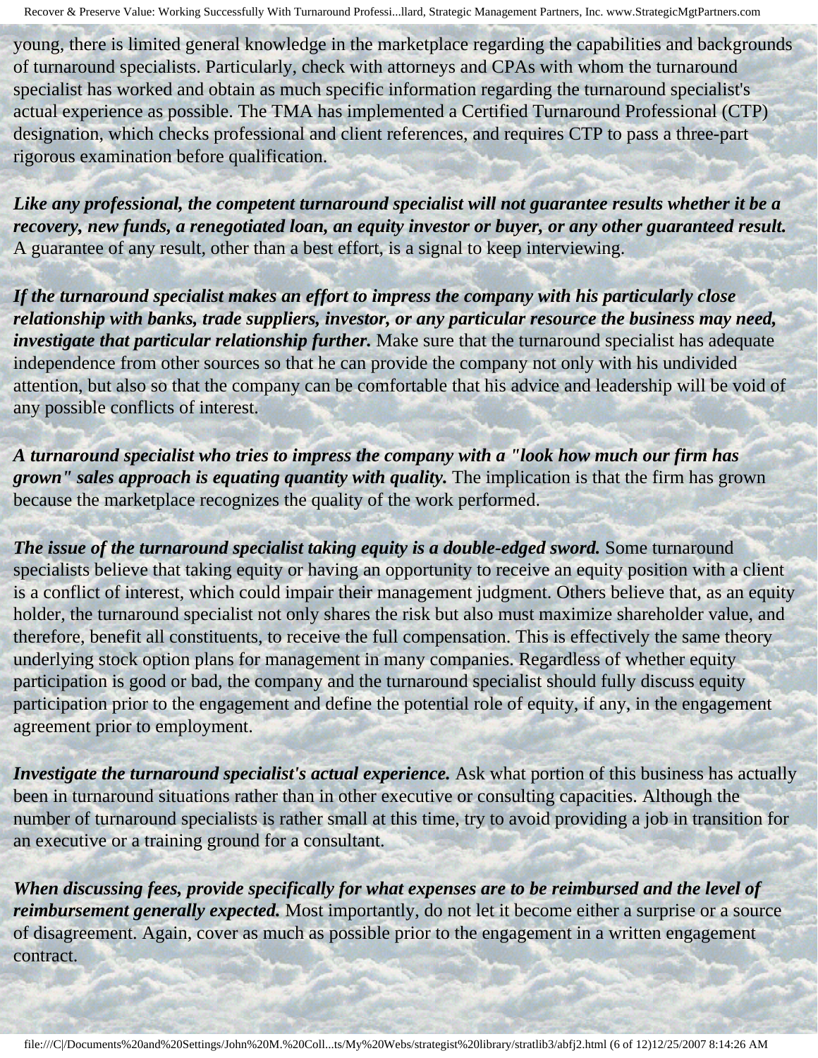young, there is limited general knowledge in the marketplace regarding the capabilities and backgrounds of turnaround specialists. Particularly, check with attorneys and CPAs with whom the turnaround specialist has worked and obtain as much specific information regarding the turnaround specialist's actual experience as possible. The TMA has implemented a Certified Turnaround Professional (CTP) designation, which checks professional and client references, and requires CTP to pass a three-part rigorous examination before qualification.

***Like any professional, the competent turnaround specialist will not guarantee results whether it be a recovery, new funds, a renegotiated loan, an equity investor or buyer, or any other guaranteed result.*** A guarantee of any result, other than a best effort, is a signal to keep interviewing.

***If the turnaround specialist makes an effort to impress the company with his particularly close relationship with banks, trade suppliers, investor, or any particular resource the business may need, investigate that particular relationship further.*** Make sure that the turnaround specialist has adequate independence from other sources so that he can provide the company not only with his undivided attention, but also so that the company can be comfortable that his advice and leadership will be void of any possible conflicts of interest.

***A turnaround specialist who tries to impress the company with a "look how much our firm has grown" sales approach is equating quantity with quality.*** The implication is that the firm has grown because the marketplace recognizes the quality of the work performed.

***The issue of the turnaround specialist taking equity is a double-edged sword.*** Some turnaround specialists believe that taking equity or having an opportunity to receive an equity position with a client is a conflict of interest, which could impair their management judgment. Others believe that, as an equity holder, the turnaround specialist not only shares the risk but also must maximize shareholder value, and therefore, benefit all constituents, to receive the full compensation. This is effectively the same theory underlying stock option plans for management in many companies. Regardless of whether equity participation is good or bad, the company and the turnaround specialist should fully discuss equity participation prior to the engagement and define the potential role of equity, if any, in the engagement agreement prior to employment.

***Investigate the turnaround specialist's actual experience.*** Ask what portion of this business has actually been in turnaround situations rather than in other executive or consulting capacities. Although the number of turnaround specialists is rather small at this time, try to avoid providing a job in transition for an executive or a training ground for a consultant.

***When discussing fees, provide specifically for what expenses are to be reimbursed and the level of reimbursement generally expected.*** Most importantly, do not let it become either a surprise or a source of disagreement. Again, cover as much as possible prior to the engagement in a written engagement contract.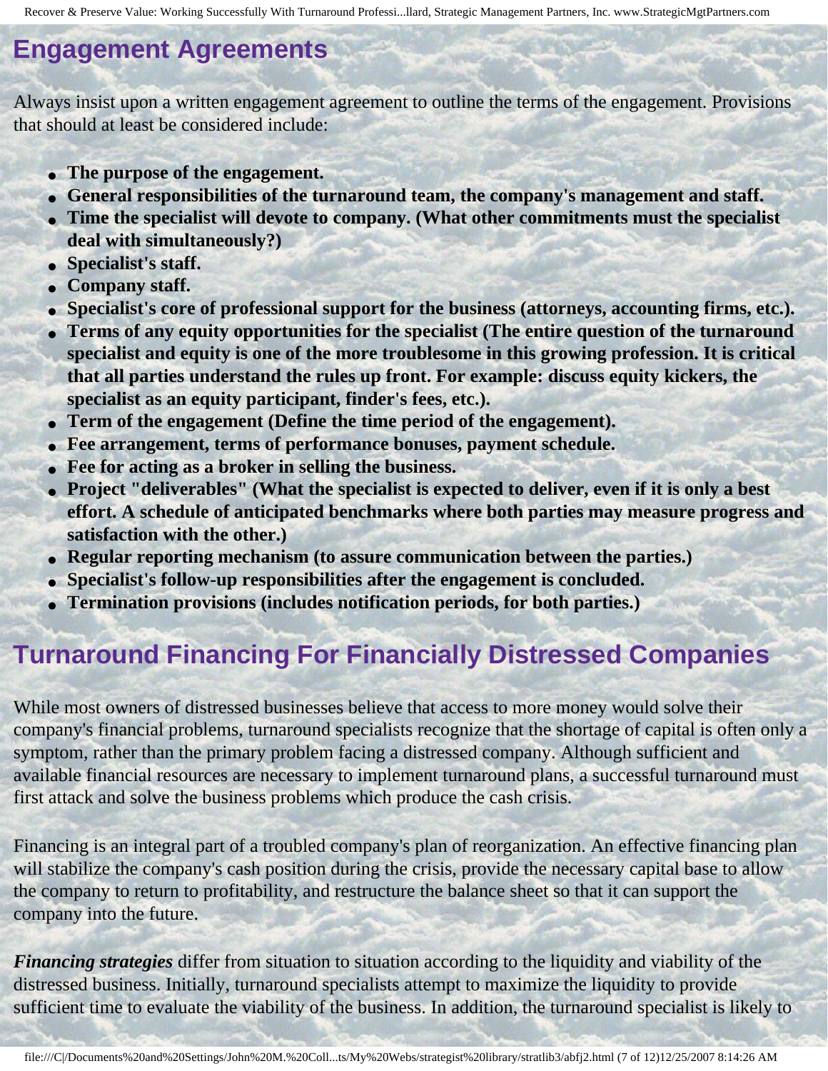## Engagement Agreements

Always insist upon a written engagement agreement to outline the terms of the engagement. Provisions that should at least be considered include:

- **The purpose of the engagement.**
- **General responsibilities of the turnaround team, the company's management and staff.**
- **Time the specialist will devote to company. (What other commitments must the specialist deal with simultaneously?)**
- **Specialist's staff.**
- **Company staff.**
- **Specialist's core of professional support for the business (attorneys, accounting firms, etc.).**
- **Terms of any equity opportunities for the specialist (The entire question of the turnaround specialist and equity is one of the more troublesome in this growing profession. It is critical that all parties understand the rules up front. For example: discuss equity kickers, the specialist as an equity participant, finder's fees, etc.).**
- **Term of the engagement (Define the time period of the engagement).**
- **Fee arrangement, terms of performance bonuses, payment schedule.**
- **Fee for acting as a broker in selling the business.**
- **Project "deliverables" (What the specialist is expected to deliver, even if it is only a best effort. A schedule of anticipated benchmarks where both parties may measure progress and satisfaction with the other.)**
- **Regular reporting mechanism (to assure communication between the parties.)**
- **Specialist's follow-up responsibilities after the engagement is concluded.**
- **Termination provisions (includes notification periods, for both parties.)**

## Turnaround Financing For Financially Distressed Companies

While most owners of distressed businesses believe that access to more money would solve their company's financial problems, turnaround specialists recognize that the shortage of capital is often only a symptom, rather than the primary problem facing a distressed company. Although sufficient and available financial resources are necessary to implement turnaround plans, a successful turnaround must first attack and solve the business problems which produce the cash crisis.

Financing is an integral part of a troubled company's plan of reorganization. An effective financing plan will stabilize the company's cash position during the crisis, provide the necessary capital base to allow the company to return to profitability, and restructure the balance sheet so that it can support the company into the future.

***Financing strategies*** differ from situation to situation according to the liquidity and viability of the distressed business. Initially, turnaround specialists attempt to maximize the liquidity to provide sufficient time to evaluate the viability of the business. In addition, the turnaround specialist is likely to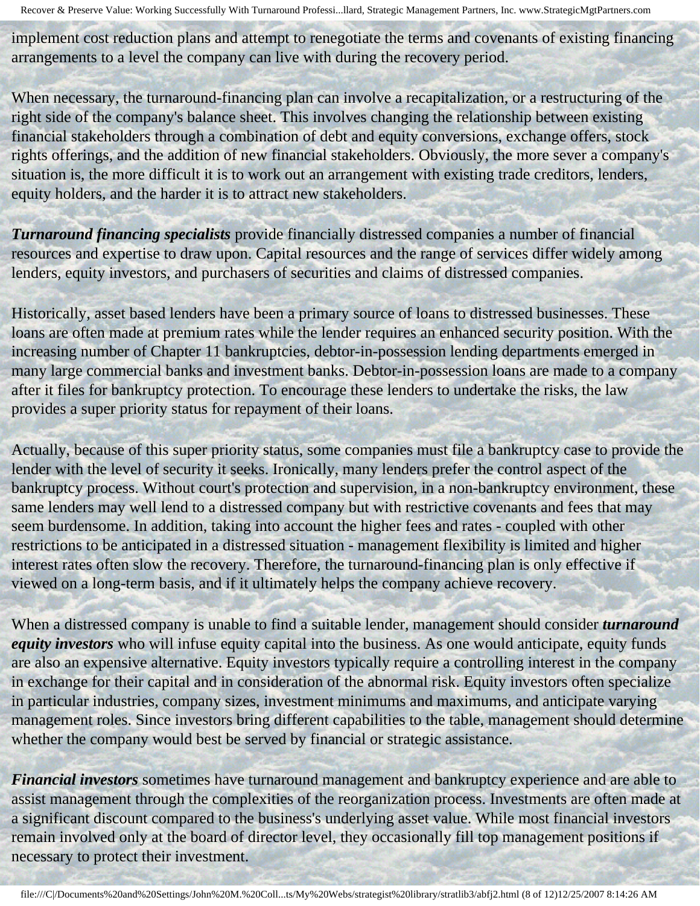implement cost reduction plans and attempt to renegotiate the terms and covenants of existing financing arrangements to a level the company can live with during the recovery period.

When necessary, the turnaround-financing plan can involve a recapitalization, or a restructuring of the right side of the company's balance sheet. This involves changing the relationship between existing financial stakeholders through a combination of debt and equity conversions, exchange offers, stock rights offerings, and the addition of new financial stakeholders. Obviously, the more sever a company's situation is, the more difficult it is to work out an arrangement with existing trade creditors, lenders, equity holders, and the harder it is to attract new stakeholders.

***Turnaround financing specialists*** provide financially distressed companies a number of financial resources and expertise to draw upon. Capital resources and the range of services differ widely among lenders, equity investors, and purchasers of securities and claims of distressed companies.

Historically, asset based lenders have been a primary source of loans to distressed businesses. These loans are often made at premium rates while the lender requires an enhanced security position. With the increasing number of Chapter 11 bankruptcies, debtor-in-possession lending departments emerged in many large commercial banks and investment banks. Debtor-in-possession loans are made to a company after it files for bankruptcy protection. To encourage these lenders to undertake the risks, the law provides a super priority status for repayment of their loans.

Actually, because of this super priority status, some companies must file a bankruptcy case to provide the lender with the level of security it seeks. Ironically, many lenders prefer the control aspect of the bankruptcy process. Without court's protection and supervision, in a non-bankruptcy environment, these same lenders may well lend to a distressed company but with restrictive covenants and fees that may seem burdensome. In addition, taking into account the higher fees and rates - coupled with other restrictions to be anticipated in a distressed situation - management flexibility is limited and higher interest rates often slow the recovery. Therefore, the turnaround-financing plan is only effective if viewed on a long-term basis, and if it ultimately helps the company achieve recovery.

When a distressed company is unable to find a suitable lender, management should consider ***turnaround equity investors*** who will infuse equity capital into the business. As one would anticipate, equity funds are also an expensive alternative. Equity investors typically require a controlling interest in the company in exchange for their capital and in consideration of the abnormal risk. Equity investors often specialize in particular industries, company sizes, investment minimums and maximums, and anticipate varying management roles. Since investors bring different capabilities to the table, management should determine whether the company would best be served by financial or strategic assistance.

***Financial investors*** sometimes have turnaround management and bankruptcy experience and are able to assist management through the complexities of the reorganization process. Investments are often made at a significant discount compared to the business's underlying asset value. While most financial investors remain involved only at the board of director level, they occasionally fill top management positions if necessary to protect their investment.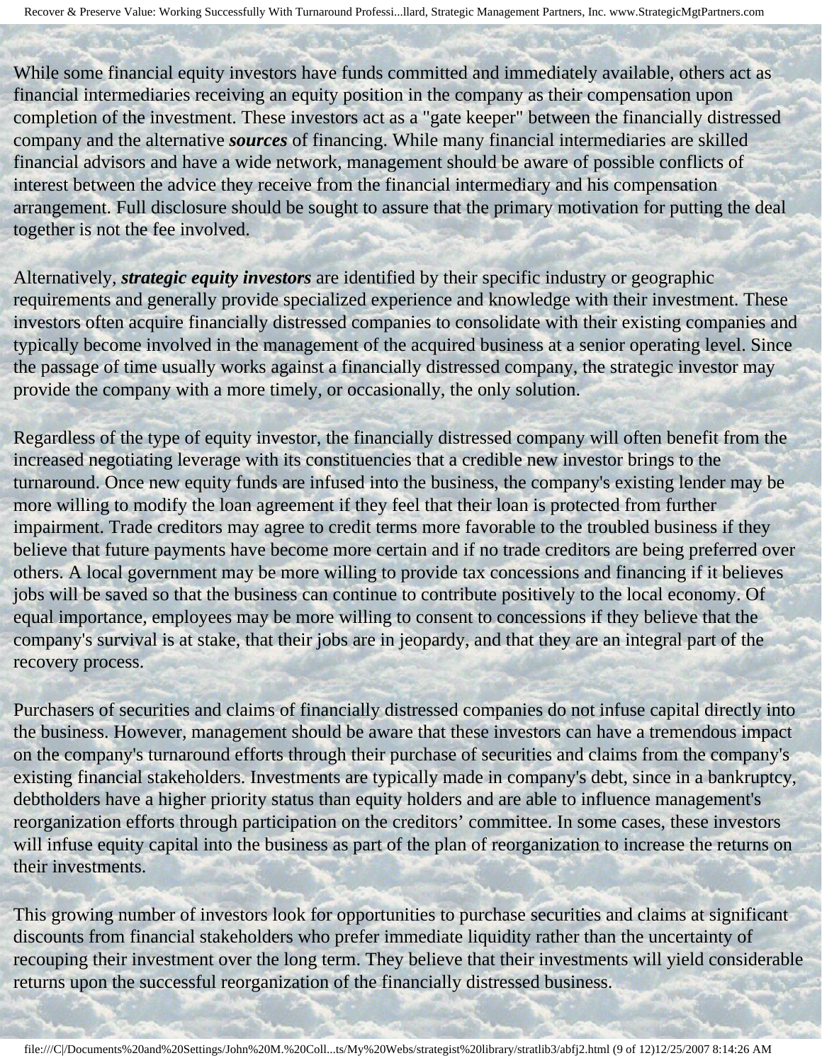While some financial equity investors have funds committed and immediately available, others act as financial intermediaries receiving an equity position in the company as their compensation upon completion of the investment. These investors act as a "gate keeper" between the financially distressed company and the alternative ***sources*** of financing. While many financial intermediaries are skilled financial advisors and have a wide network, management should be aware of possible conflicts of interest between the advice they receive from the financial intermediary and his compensation arrangement. Full disclosure should be sought to assure that the primary motivation for putting the deal together is not the fee involved.

Alternatively, ***strategic equity investors*** are identified by their specific industry or geographic requirements and generally provide specialized experience and knowledge with their investment. These investors often acquire financially distressed companies to consolidate with their existing companies and typically become involved in the management of the acquired business at a senior operating level. Since the passage of time usually works against a financially distressed company, the strategic investor may provide the company with a more timely, or occasionally, the only solution.

Regardless of the type of equity investor, the financially distressed company will often benefit from the increased negotiating leverage with its constituencies that a credible new investor brings to the turnaround. Once new equity funds are infused into the business, the company's existing lender may be more willing to modify the loan agreement if they feel that their loan is protected from further impairment. Trade creditors may agree to credit terms more favorable to the troubled business if they believe that future payments have become more certain and if no trade creditors are being preferred over others. A local government may be more willing to provide tax concessions and financing if it believes jobs will be saved so that the business can continue to contribute positively to the local economy. Of equal importance, employees may be more willing to consent to concessions if they believe that the company's survival is at stake, that their jobs are in jeopardy, and that they are an integral part of the recovery process.

Purchasers of securities and claims of financially distressed companies do not infuse capital directly into the business. However, management should be aware that these investors can have a tremendous impact on the company's turnaround efforts through their purchase of securities and claims from the company's existing financial stakeholders. Investments are typically made in company's debt, since in a bankruptcy, debtholders have a higher priority status than equity holders and are able to influence management's reorganization efforts through participation on the creditors' committee. In some cases, these investors will infuse equity capital into the business as part of the plan of reorganization to increase the returns on their investments.

This growing number of investors look for opportunities to purchase securities and claims at significant discounts from financial stakeholders who prefer immediate liquidity rather than the uncertainty of recouping their investment over the long term. They believe that their investments will yield considerable returns upon the successful reorganization of the financially distressed business.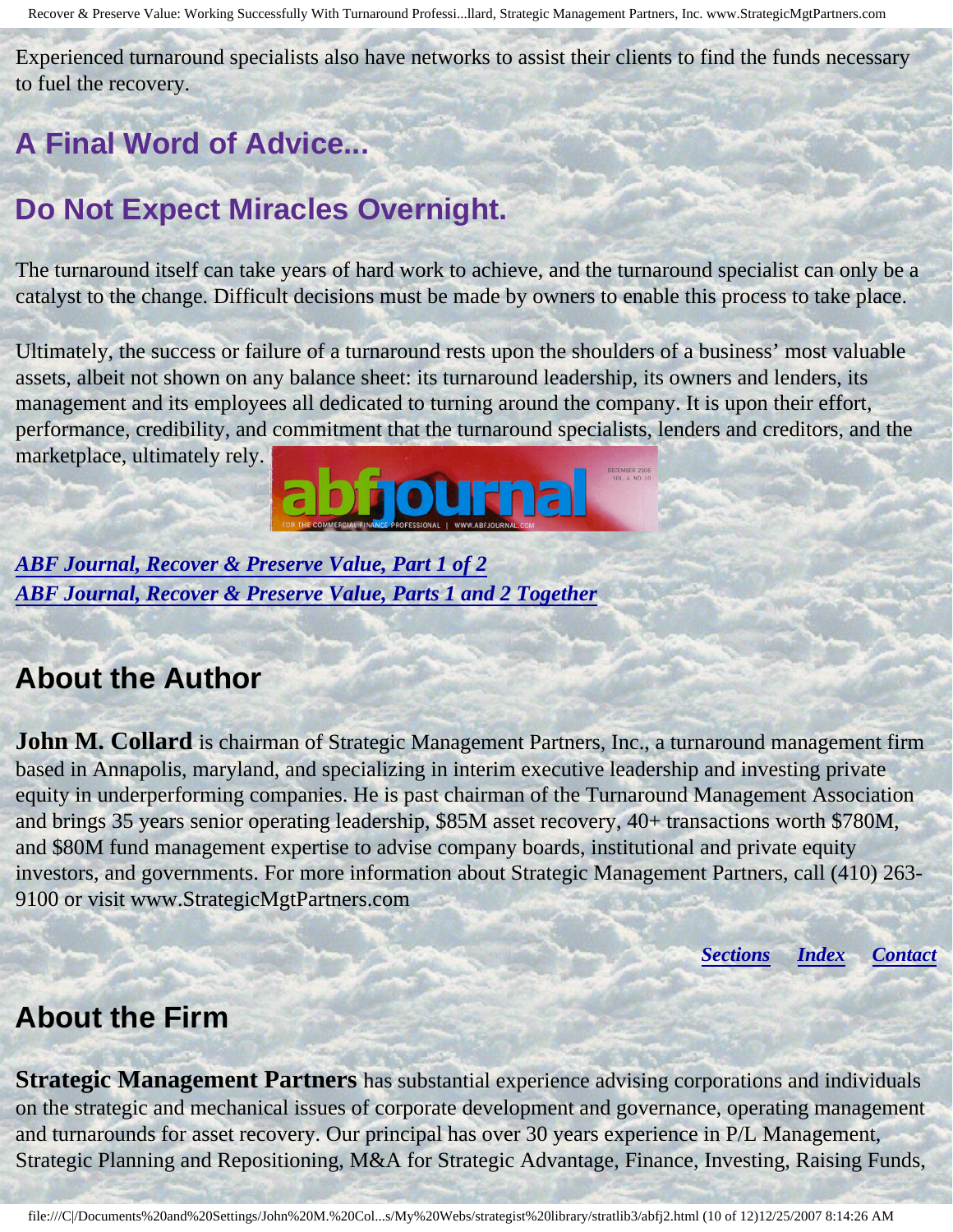Experienced turnaround specialists also have networks to assist their clients to find the funds necessary to fuel the recovery.

## A Final Word of Advice...

## Do Not Expect Miracles Overnight.

The turnaround itself can take years of hard work to achieve, and the turnaround specialist can only be a catalyst to the change. Difficult decisions must be made by owners to enable this process to take place.

Ultimately, the success or failure of a turnaround rests upon the shoulders of a business' most valuable assets, albeit not shown on any balance sheet: its turnaround leadership, its owners and lenders, its management and its employees all dedicated to turning around the company. It is upon their effort, performance, credibility, and commitment that the turnaround specialists, lenders and creditors, and the marketplace, ultimately rely.

*ABF Journal, Recover & Preserve Value, Part 1 of 2*
*ABF Journal, Recover & Preserve Value, Parts 1 and 2 Together*

## About the Author

**John M. Collard** is chairman of Strategic Management Partners, Inc., a turnaround management firm based in Annapolis, maryland, and specializing in interim executive leadership and investing private equity in underperforming companies. He is past chairman of the Turnaround Management Association and brings 35 years senior operating leadership, $85M asset recovery, 40+ transactions worth $780M, and $80M fund management expertise to advise company boards, institutional and private equity investors, and governments. For more information about Strategic Management Partners, call (410) 263-9100 or visit www.StrategicMgtPartners.com

*Sections* *Index* *Contact*

## About the Firm

**Strategic Management Partners** has substantial experience advising corporations and individuals on the strategic and mechanical issues of corporate development and governance, operating management and turnarounds for asset recovery. Our principal has over 30 years experience in P/L Management, Strategic Planning and Repositioning, M&A for Strategic Advantage, Finance, Investing, Raising Funds,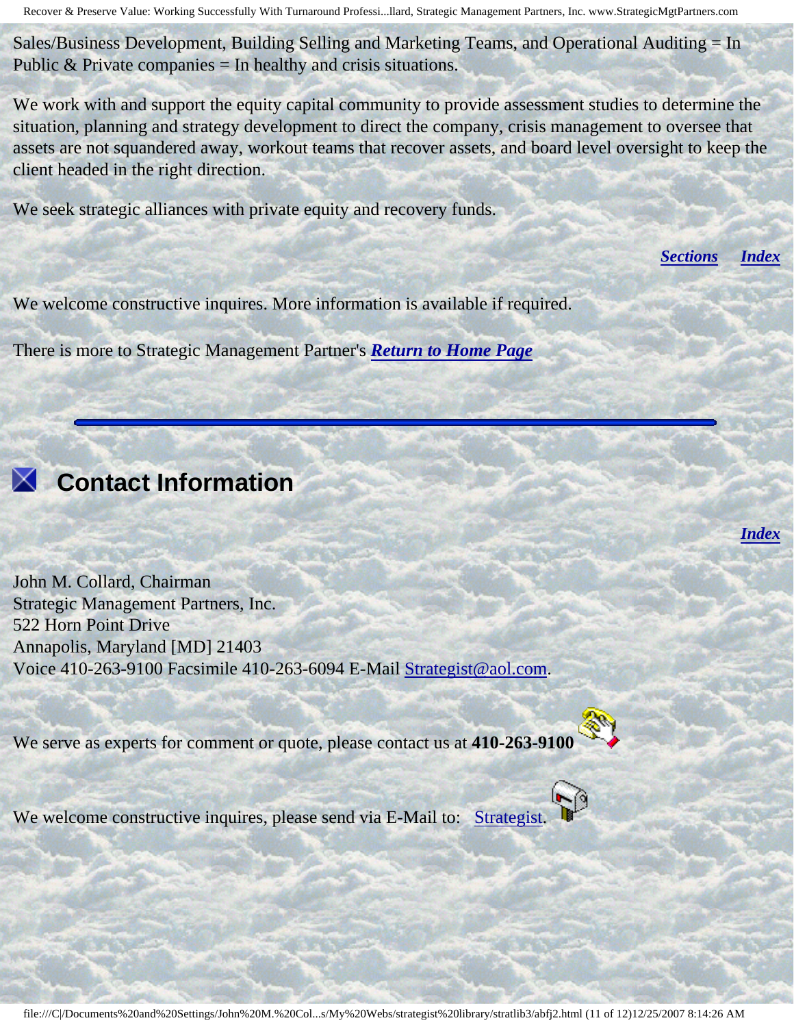Sales/Business Development, Building Selling and Marketing Teams, and Operational Auditing = In Public & Private companies = In healthy and crisis situations.

We work with and support the equity capital community to provide assessment studies to determine the situation, planning and strategy development to direct the company, crisis management to oversee that assets are not squandered away, workout teams that recover assets, and board level oversight to keep the client headed in the right direction.

We seek strategic alliances with private equity and recovery funds.

***Sections*** ***Index***

We welcome constructive inquires. More information is available if required.

There is more to Strategic Management Partner's ***Return to Home Page***

---

## Contact Information

***Index***

John M. Collard, Chairman
Strategic Management Partners, Inc.
522 Horn Point Drive
Annapolis, Maryland [MD] 21403
Voice 410-263-9100 Facsimile 410-263-6094 E-Mail Strategist@aol.com.

We serve as experts for comment or quote, please contact us at **410-263-9100**

We welcome constructive inquires, please send via E-Mail to: Strategist.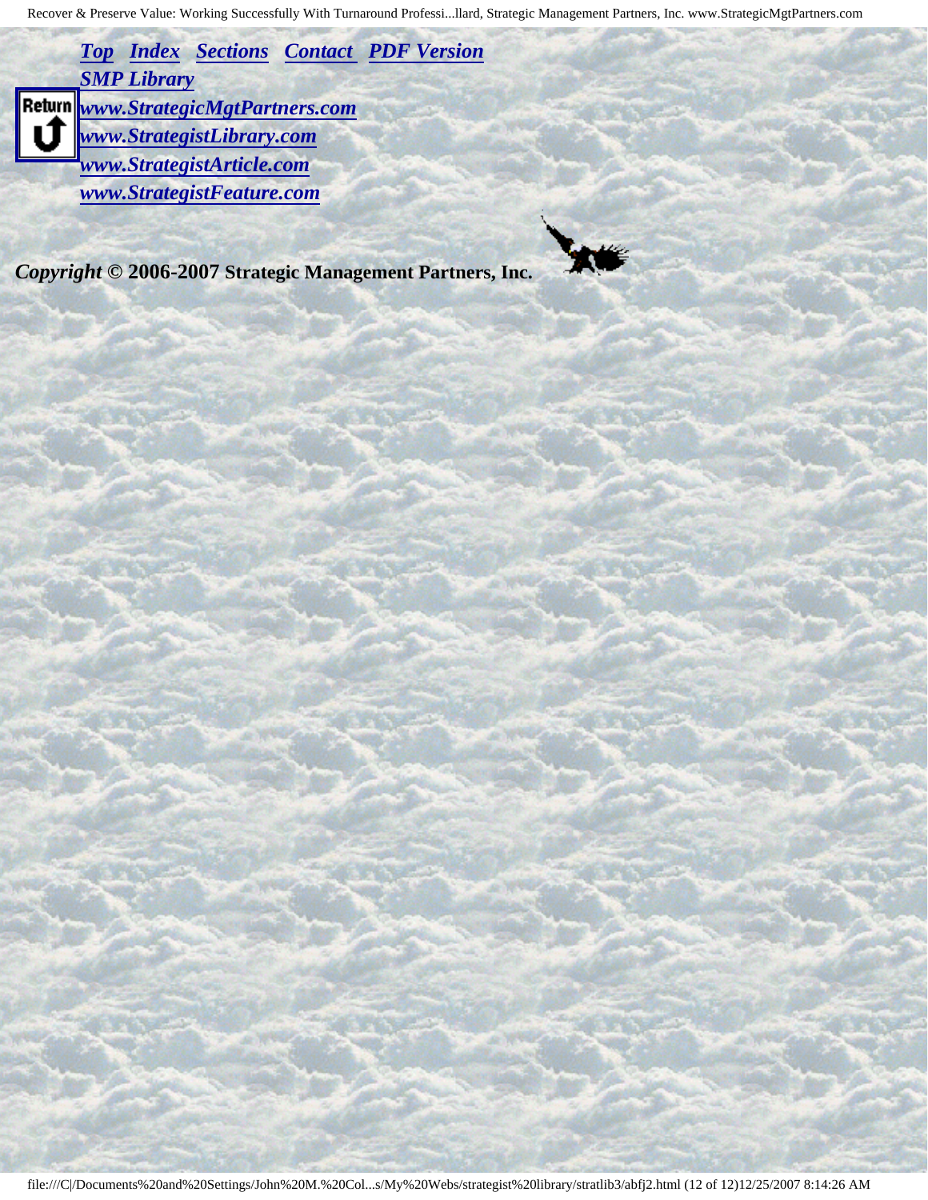*Top* *Index* *Sections* *Contact* *PDF Version*

*SMP Library*

*www.StrategicMgtPartners.com*

*www.StrategistLibrary.com*

*www.StrategistArticle.com*

*www.StrategistFeature.com*

***Copyright* © 2006-2007 Strategic Management Partners, Inc.**